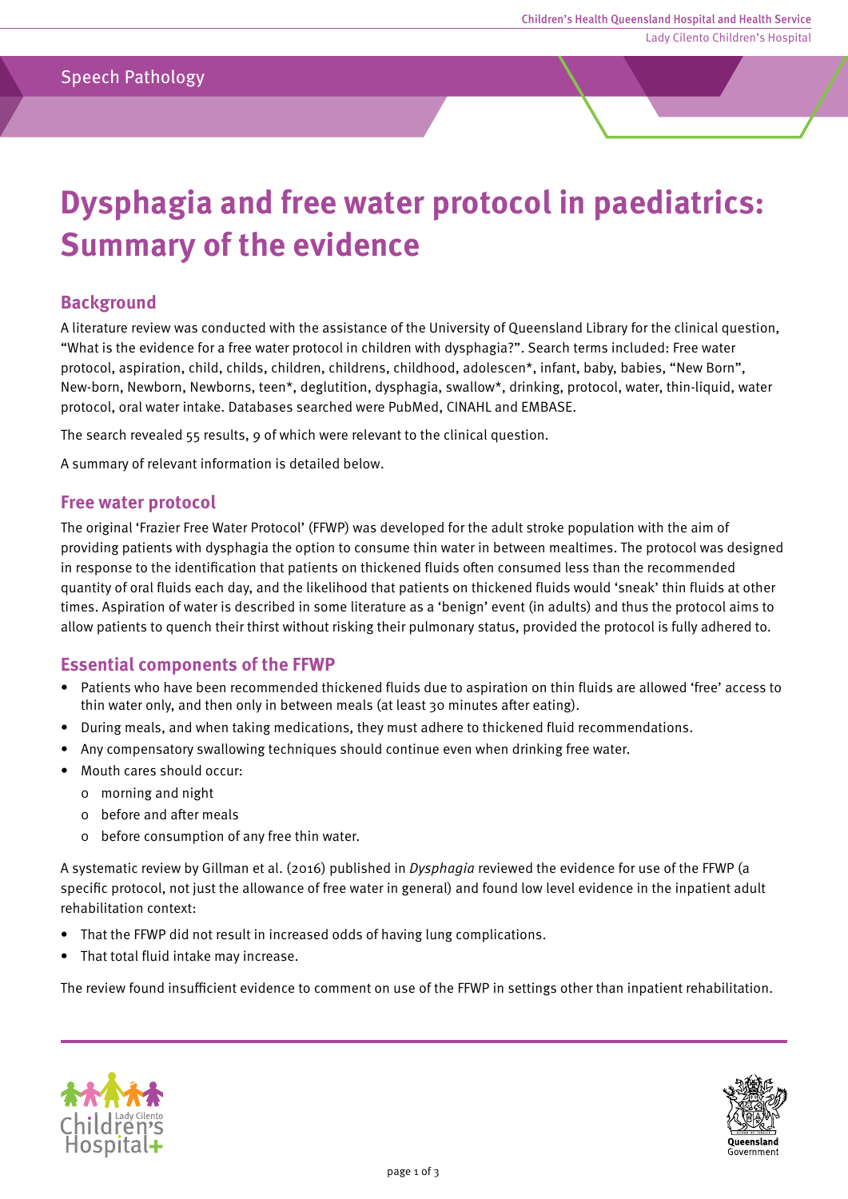Speech Pathology

# Dysphagia and free water protocol in paediatrics: Summary of the evidence

## Background

A literature review was conducted with the assistance of the University of Queensland Library for the clinical question, "What is the evidence for a free water protocol in children with dysphagia?". Search terms included: Free water protocol, aspiration, child, childs, children, childrens, childhood, adolescen*, infant, baby, babies, "New Born", New-born, Newborn, Newborns, teen*, deglutition, dysphagia, swallow*, drinking, protocol, water, thin-liquid, water protocol, oral water intake. Databases searched were PubMed, CINAHL and EMBASE.

The search revealed 55 results, 9 of which were relevant to the clinical question.

A summary of relevant information is detailed below.

## Free water protocol

The original 'Frazier Free Water Protocol' (FFWP) was developed for the adult stroke population with the aim of providing patients with dysphagia the option to consume thin water in between mealtimes. The protocol was designed in response to the identification that patients on thickened fluids often consumed less than the recommended quantity of oral fluids each day, and the likelihood that patients on thickened fluids would 'sneak' thin fluids at other times. Aspiration of water is described in some literature as a 'benign' event (in adults) and thus the protocol aims to allow patients to quench their thirst without risking their pulmonary status, provided the protocol is fully adhered to.

## Essential components of the FFWP

- Patients who have been recommended thickened fluids due to aspiration on thin fluids are allowed 'free' access to thin water only, and then only in between meals (at least 30 minutes after eating).
- During meals, and when taking medications, they must adhere to thickened fluid recommendations.
- Any compensatory swallowing techniques should continue even when drinking free water.
- Mouth cares should occur:
  - morning and night
  - before and after meals
  - before consumption of any free thin water.

A systematic review by Gillman et al. (2016) published in *Dysphagia* reviewed the evidence for use of the FFWP (a specific protocol, not just the allowance of free water in general) and found low level evidence in the inpatient adult rehabilitation context:

- That the FFWP did not result in increased odds of having lung complications.
- That total fluid intake may increase.

The review found insufficient evidence to comment on use of the FFWP in settings other than inpatient rehabilitation.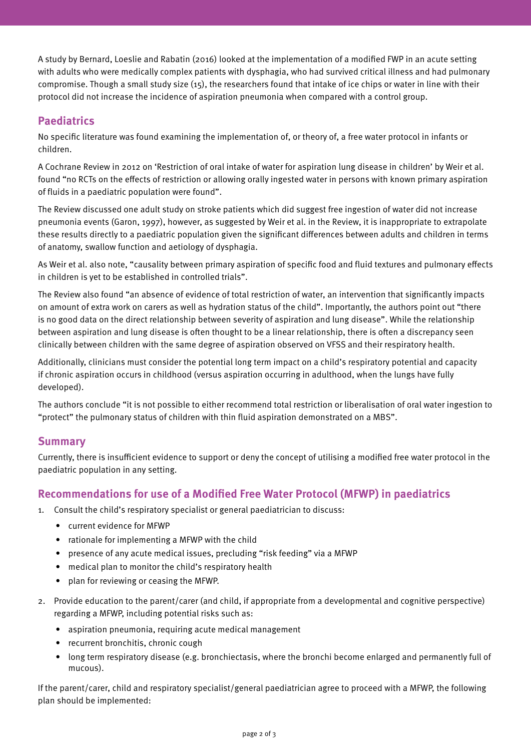A study by Bernard, Loeslie and Rabatin (2016) looked at the implementation of a modified FWP in an acute setting with adults who were medically complex patients with dysphagia, who had survived critical illness and had pulmonary compromise. Though a small study size (15), the researchers found that intake of ice chips or water in line with their protocol did not increase the incidence of aspiration pneumonia when compared with a control group.

## Paediatrics

No specific literature was found examining the implementation of, or theory of, a free water protocol in infants or children.

A Cochrane Review in 2012 on 'Restriction of oral intake of water for aspiration lung disease in children' by Weir et al. found "no RCTs on the effects of restriction or allowing orally ingested water in persons with known primary aspiration of fluids in a paediatric population were found".

The Review discussed one adult study on stroke patients which did suggest free ingestion of water did not increase pneumonia events (Garon, 1997), however, as suggested by Weir et al. in the Review, it is inappropriate to extrapolate these results directly to a paediatric population given the significant differences between adults and children in terms of anatomy, swallow function and aetiology of dysphagia.

As Weir et al. also note, "causality between primary aspiration of specific food and fluid textures and pulmonary effects in children is yet to be established in controlled trials".

The Review also found "an absence of evidence of total restriction of water, an intervention that significantly impacts on amount of extra work on carers as well as hydration status of the child". Importantly, the authors point out "there is no good data on the direct relationship between severity of aspiration and lung disease". While the relationship between aspiration and lung disease is often thought to be a linear relationship, there is often a discrepancy seen clinically between children with the same degree of aspiration observed on VFSS and their respiratory health.

Additionally, clinicians must consider the potential long term impact on a child's respiratory potential and capacity if chronic aspiration occurs in childhood (versus aspiration occurring in adulthood, when the lungs have fully developed).

The authors conclude "it is not possible to either recommend total restriction or liberalisation of oral water ingestion to "protect" the pulmonary status of children with thin fluid aspiration demonstrated on a MBS".

## Summary

Currently, there is insufficient evidence to support or deny the concept of utilising a modified free water protocol in the paediatric population in any setting.

## Recommendations for use of a Modified Free Water Protocol (MFWP) in paediatrics

1. Consult the child's respiratory specialist or general paediatrician to discuss:
   - current evidence for MFWP
   - rationale for implementing a MFWP with the child
   - presence of any acute medical issues, precluding "risk feeding" via a MFWP
   - medical plan to monitor the child's respiratory health
   - plan for reviewing or ceasing the MFWP.
2. Provide education to the parent/carer (and child, if appropriate from a developmental and cognitive perspective) regarding a MFWP, including potential risks such as:
   - aspiration pneumonia, requiring acute medical management
   - recurrent bronchitis, chronic cough
   - long term respiratory disease (e.g. bronchiectasis, where the bronchi become enlarged and permanently full of mucous).

If the parent/carer, child and respiratory specialist/general paediatrician agree to proceed with a MFWP, the following plan should be implemented: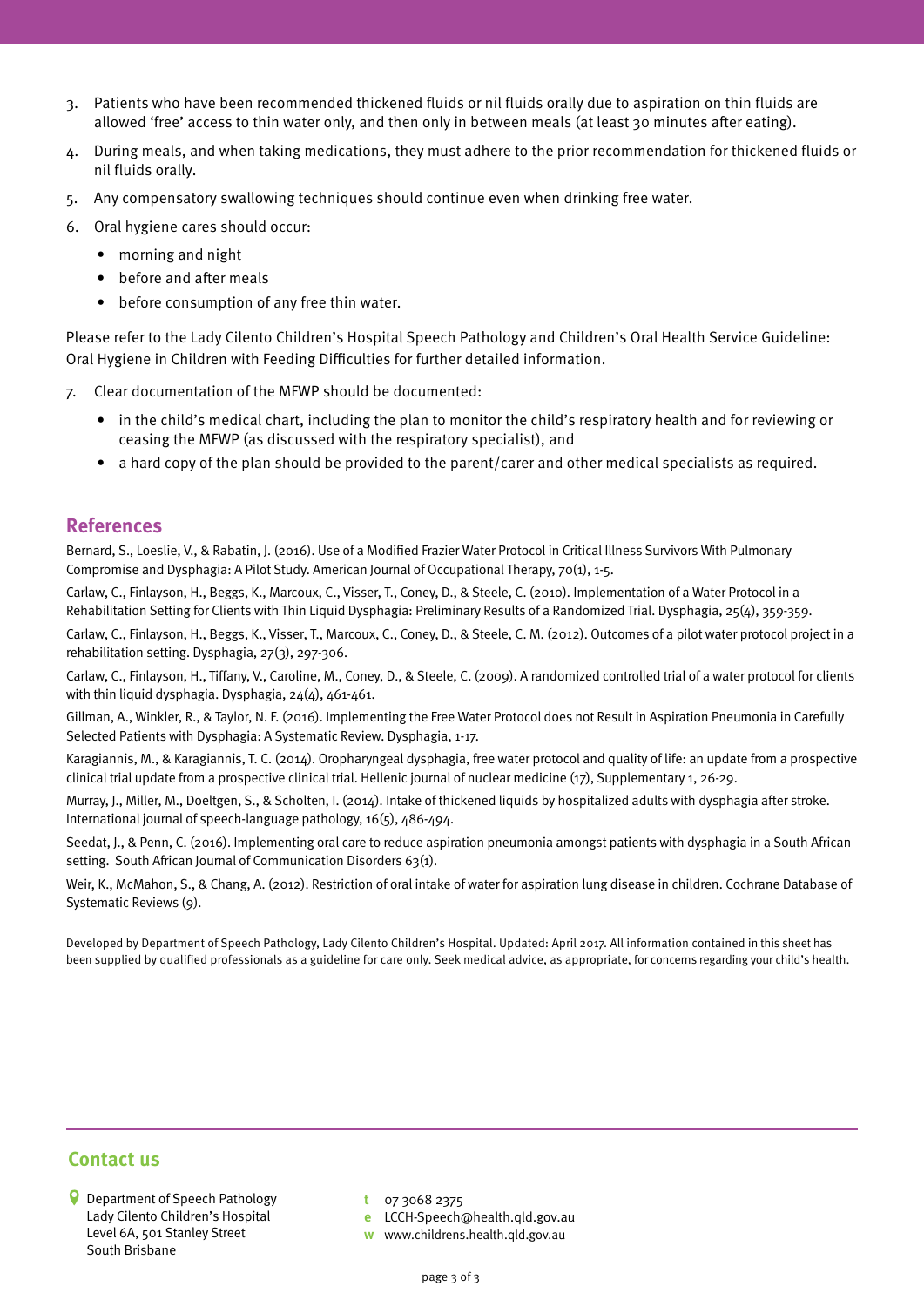3. Patients who have been recommended thickened fluids or nil fluids orally due to aspiration on thin fluids are allowed 'free' access to thin water only, and then only in between meals (at least 30 minutes after eating).
4. During meals, and when taking medications, they must adhere to the prior recommendation for thickened fluids or nil fluids orally.
5. Any compensatory swallowing techniques should continue even when drinking free water.
6. Oral hygiene cares should occur:
   - morning and night
   - before and after meals
   - before consumption of any free thin water.

Please refer to the Lady Cilento Children's Hospital Speech Pathology and Children's Oral Health Service Guideline: Oral Hygiene in Children with Feeding Difficulties for further detailed information.

7. Clear documentation of the MFWP should be documented:
   - in the child's medical chart, including the plan to monitor the child's respiratory health and for reviewing or ceasing the MFWP (as discussed with the respiratory specialist), and
   - a hard copy of the plan should be provided to the parent/carer and other medical specialists as required.

## References

Bernard, S., Loeslie, V., & Rabatin, J. (2016). Use of a Modified Frazier Water Protocol in Critical Illness Survivors With Pulmonary Compromise and Dysphagia: A Pilot Study. American Journal of Occupational Therapy, 70(1), 1-5.

Carlaw, C., Finlayson, H., Beggs, K., Marcoux, C., Visser, T., Coney, D., & Steele, C. (2010). Implementation of a Water Protocol in a Rehabilitation Setting for Clients with Thin Liquid Dysphagia: Preliminary Results of a Randomized Trial. Dysphagia, 25(4), 359-359.

Carlaw, C., Finlayson, H., Beggs, K., Visser, T., Marcoux, C., Coney, D., & Steele, C. M. (2012). Outcomes of a pilot water protocol project in a rehabilitation setting. Dysphagia, 27(3), 297-306.

Carlaw, C., Finlayson, H., Tiffany, V., Caroline, M., Coney, D., & Steele, C. (2009). A randomized controlled trial of a water protocol for clients with thin liquid dysphagia. Dysphagia, 24(4), 461-461.

Gillman, A., Winkler, R., & Taylor, N. F. (2016). Implementing the Free Water Protocol does not Result in Aspiration Pneumonia in Carefully Selected Patients with Dysphagia: A Systematic Review. Dysphagia, 1-17.

Karagiannis, M., & Karagiannis, T. C. (2014). Oropharyngeal dysphagia, free water protocol and quality of life: an update from a prospective clinical trial update from a prospective clinical trial. Hellenic journal of nuclear medicine (17), Supplementary 1, 26-29.

Murray, J., Miller, M., Doeltgen, S., & Scholten, I. (2014). Intake of thickened liquids by hospitalized adults with dysphagia after stroke. International journal of speech-language pathology, 16(5), 486-494.

Seedat, J., & Penn, C. (2016). Implementing oral care to reduce aspiration pneumonia amongst patients with dysphagia in a South African setting. South African Journal of Communication Disorders 63(1).

Weir, K., McMahon, S., & Chang, A. (2012). Restriction of oral intake of water for aspiration lung disease in children. Cochrane Database of Systematic Reviews (9).

Developed by Department of Speech Pathology, Lady Cilento Children's Hospital. Updated: April 2017. All information contained in this sheet has been supplied by qualified professionals as a guideline for care only. Seek medical advice, as appropriate, for concerns regarding your child's health.

## Contact us

Department of Speech Pathology
Lady Cilento Children's Hospital
Level 6A, 501 Stanley Street
South Brisbane

**t** 07 3068 2375
**e** LCCH-Speech@health.qld.gov.au
**w** www.childrens.health.qld.gov.au